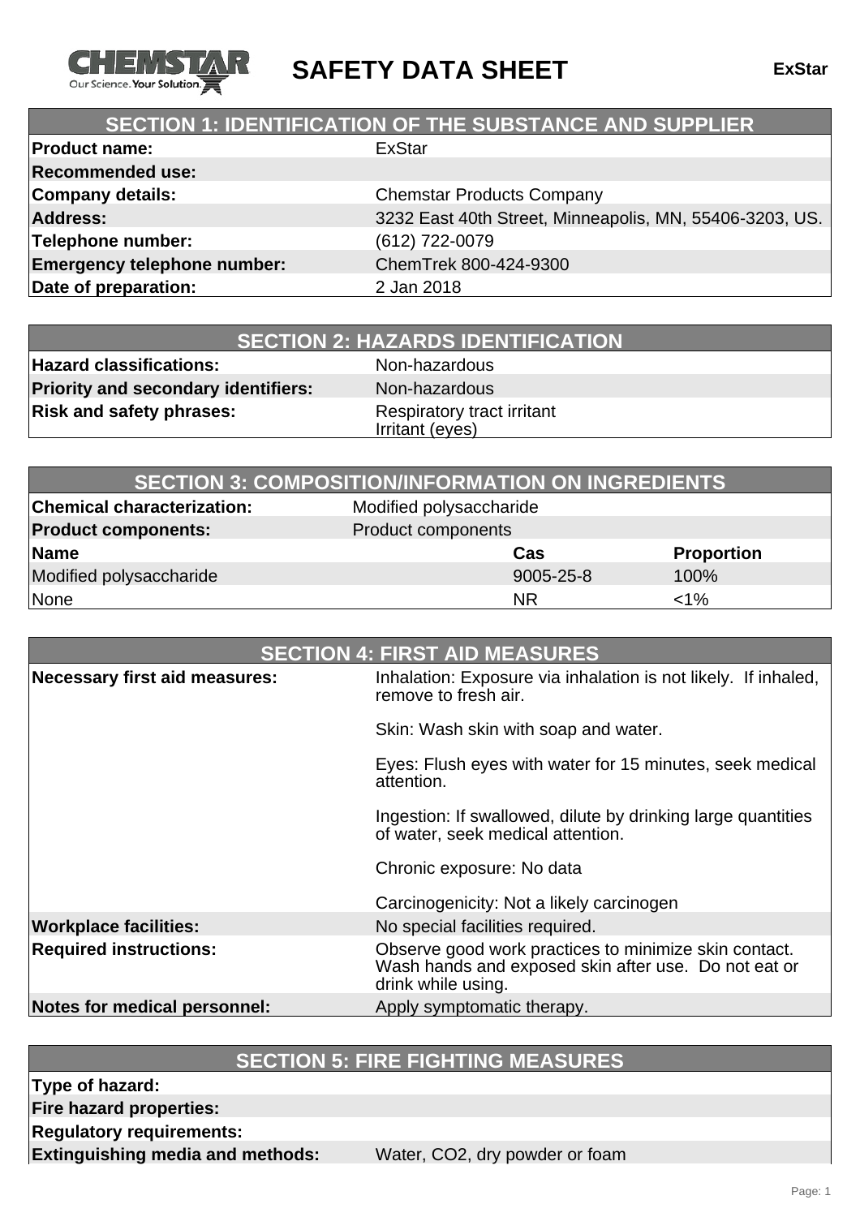# SAFETY DATA SHEET

**ExStar**

## SECTION 1: IDENTIFICATION OF THE SUBSTANCE AND SUPPLIER

| | |
|---|---|
| **Product name:** | ExStar |
| **Recommended use:** | |
| **Company details:** | Chemstar Products Company |
| **Address:** | 3232 East 40th Street, Minneapolis, MN, 55406-3203, US. |
| **Telephone number:** | (612) 722-0079 |
| **Emergency telephone number:** | ChemTrek 800-424-9300 |
| **Date of preparation:** | 2 Jan 2018 |

## SECTION 2: HAZARDS IDENTIFICATION

| | |
|---|---|
| **Hazard classifications:** | Non-hazardous |
| **Priority and secondary identifiers:** | Non-hazardous |
| **Risk and safety phrases:** | Respiratory tract irritant<br>Irritant (eyes) |

## SECTION 3: COMPOSITION/INFORMATION ON INGREDIENTS

**Chemical characterization:** Modified polysaccharide

**Product components:** Product components

| Name | Cas | Proportion |
|---|---|---|
| Modified polysaccharide | 9005-25-8 | 100% |
| None | NR | <1% |

## SECTION 4: FIRST AID MEASURES

| | |
|---|---|
| **Necessary first aid measures:** | Inhalation: Exposure via inhalation is not likely. If inhaled, remove to fresh air.<br><br>Skin: Wash skin with soap and water.<br><br>Eyes: Flush eyes with water for 15 minutes, seek medical attention.<br><br>Ingestion: If swallowed, dilute by drinking large quantities of water, seek medical attention.<br><br>Chronic exposure: No data<br><br>Carcinogenicity: Not a likely carcinogen |
| **Workplace facilities:** | No special facilities required. |
| **Required instructions:** | Observe good work practices to minimize skin contact. Wash hands and exposed skin after use. Do not eat or drink while using. |
| **Notes for medical personnel:** | Apply symptomatic therapy. |

## SECTION 5: FIRE FIGHTING MEASURES

| | |
|---|---|
| **Type of hazard:** | |
| **Fire hazard properties:** | |
| **Regulatory requirements:** | |
| **Extinguishing media and methods:** | Water, $CO_2$, dry powder or foam |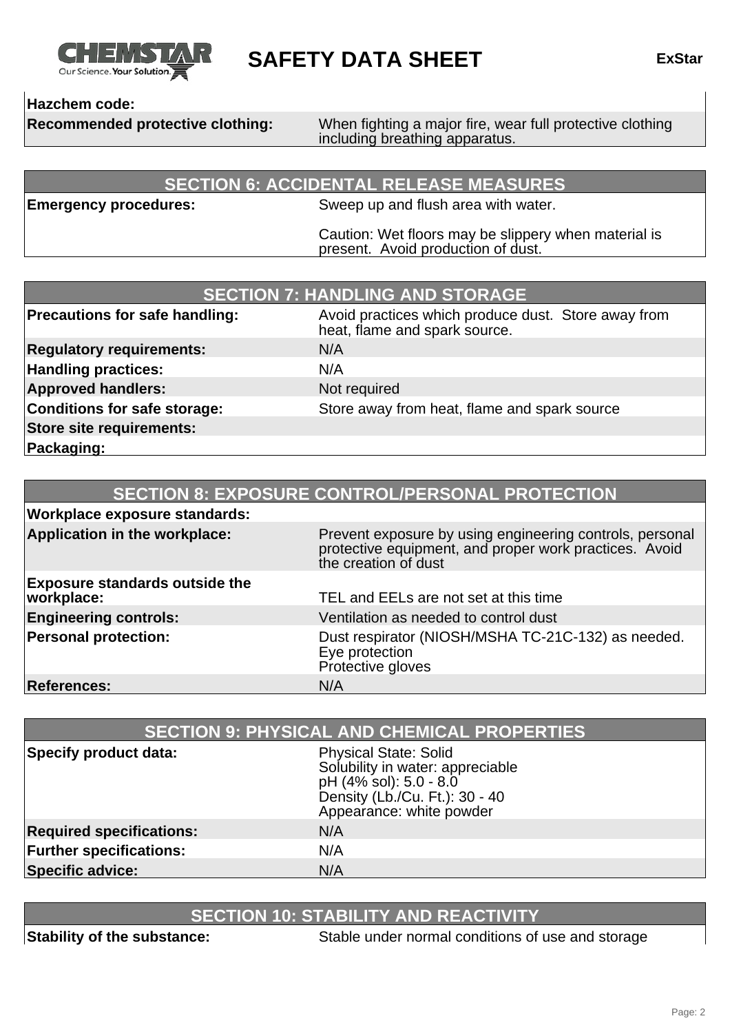| | |
|---|---|
| **Hazchem code:** | |
| **Recommended protective clothing:** | When fighting a major fire, wear full protective clothing including breathing apparatus. |

## SECTION 6: ACCIDENTAL RELEASE MEASURES

| | |
|---|---|
| **Emergency procedures:** | Sweep up and flush area with water.<br><br>Caution: Wet floors may be slippery when material is present. Avoid production of dust. |

## SECTION 7: HANDLING AND STORAGE

| | |
|---|---|
| **Precautions for safe handling:** | Avoid practices which produce dust. Store away from heat, flame and spark source. |
| **Regulatory requirements:** | N/A |
| **Handling practices:** | N/A |
| **Approved handlers:** | Not required |
| **Conditions for safe storage:** | Store away from heat, flame and spark source |
| **Store site requirements:** | |
| **Packaging:** | |

## SECTION 8: EXPOSURE CONTROL/PERSONAL PROTECTION

| | |
|---|---|
| **Workplace exposure standards:** | |
| **Application in the workplace:** | Prevent exposure by using engineering controls, personal protective equipment, and proper work practices. Avoid the creation of dust |
| **Exposure standards outside the workplace:** | TEL and EELs are not set at this time |
| **Engineering controls:** | Ventilation as needed to control dust |
| **Personal protection:** | Dust respirator (NIOSH/MSHA TC-21C-132) as needed.<br>Eye protection<br>Protective gloves |
| **References:** | N/A |

## SECTION 9: PHYSICAL AND CHEMICAL PROPERTIES

| | |
|---|---|
| **Specify product data:** | Physical State: Solid<br>Solubility in water: appreciable<br>pH (4% sol): 5.0 - 8.0<br>Density (Lb./Cu. Ft.): 30 - 40<br>Appearance: white powder |
| **Required specifications:** | N/A |
| **Further specifications:** | N/A |
| **Specific advice:** | N/A |

## SECTION 10: STABILITY AND REACTIVITY

| | |
|---|---|
| **Stability of the substance:** | Stable under normal conditions of use and storage |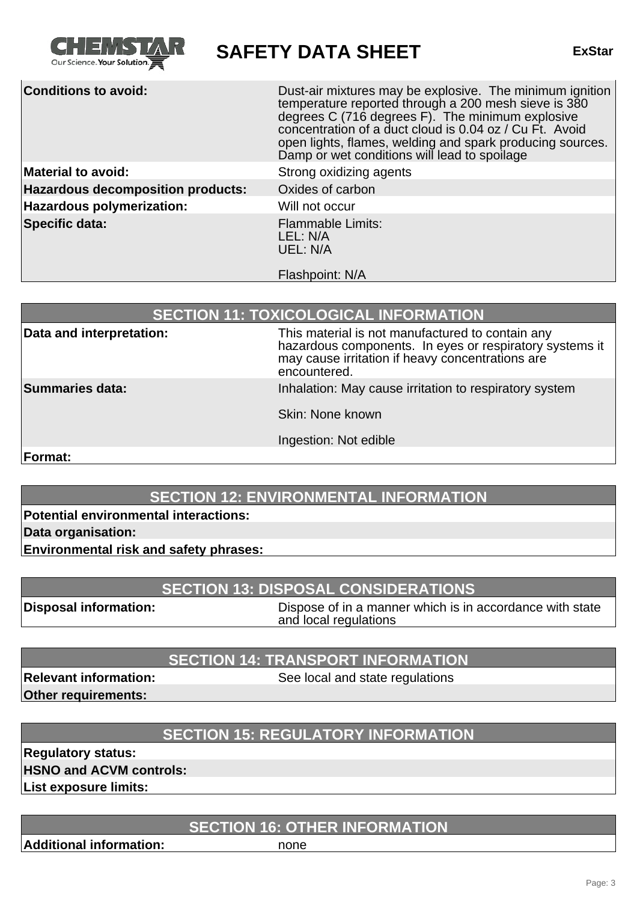| | |
|---|---|
| **Conditions to avoid:** | Dust-air mixtures may be explosive. The minimum ignition temperature reported through a 200 mesh sieve is 380 degrees C (716 degrees F). The minimum explosive concentration of a duct cloud is 0.04 oz / Cu Ft. Avoid open lights, flames, welding and spark producing sources. Damp or wet conditions will lead to spoilage |
| **Material to avoid:** | Strong oxidizing agents |
| **Hazardous decomposition products:** | Oxides of carbon |
| **Hazardous polymerization:** | Will not occur |
| **Specific data:** | Flammable Limits:<br>LEL: N/A<br>UEL: N/A<br><br>Flashpoint: N/A |

## SECTION 11: TOXICOLOGICAL INFORMATION

| | |
|---|---|
| **Data and interpretation:** | This material is not manufactured to contain any hazardous components. In eyes or respiratory systems it may cause irritation if heavy concentrations are encountered. |
| **Summaries data:** | Inhalation: May cause irritation to respiratory system<br><br>Skin: None known<br><br>Ingestion: Not edible |
| **Format:** | |

## SECTION 12: ENVIRONMENTAL INFORMATION

| | |
|---|---|
| **Potential environmental interactions:** | |
| **Data organisation:** | |
| **Environmental risk and safety phrases:** | |

## SECTION 13: DISPOSAL CONSIDERATIONS

| | |
|---|---|
| **Disposal information:** | Dispose of in a manner which is in accordance with state and local regulations |

## SECTION 14: TRANSPORT INFORMATION

| | |
|---|---|
| **Relevant information:** | See local and state regulations |
| **Other requirements:** | |

## SECTION 15: REGULATORY INFORMATION

| | |
|---|---|
| **Regulatory status:** | |
| **HSNO and ACVM controls:** | |
| **List exposure limits:** | |

## SECTION 16: OTHER INFORMATION

| | |
|---|---|
| **Additional information:** | none |